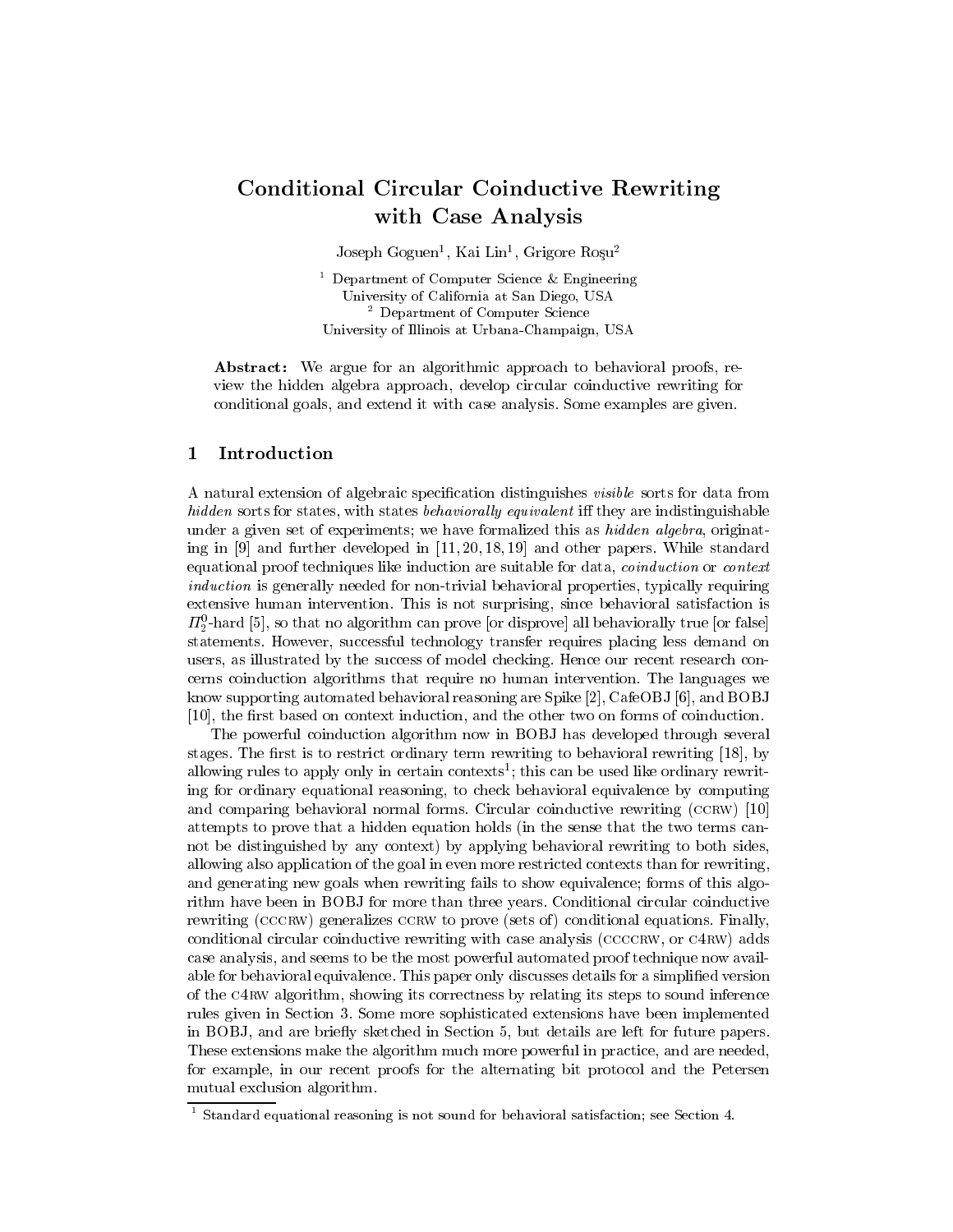# Conditional Circular Coinductive Rewriting with Case Analysis

Joseph Goguen[1], Kai Lin[1], Grigore Roşu[2]

[1] Department of Computer Science & Engineering
University of California at San Diego, USA
[2] Department of Computer Science
University of Illinois at Urbana-Champaign, USA

**Abstract:** We argue for an algorithmic approach to behavioral proofs, review the hidden algebra approach, develop circular coinductive rewriting for conditional goals, and extend it with case analysis. Some examples are given.

## 1 Introduction

A natural extension of algebraic specification distinguishes *visible* sorts for data from *hidden* sorts for states, with states *behaviorally equivalent* iff they are indistinguishable under a given set of experiments; we have formalized this as *hidden algebra*, originating in [9] and further developed in [11, 20, 18, 19] and other papers. While standard equational proof techniques like induction are suitable for data, *coinduction* or *context induction* is generally needed for non-trivial behavioral properties, typically requiring extensive human intervention. This is not surprising, since behavioral satisfaction is $\Pi_2^0$-hard [5], so that no algorithm can prove [or disprove] all behaviorally true [or false] statements. However, successful technology transfer requires placing less demand on users, as illustrated by the success of model checking. Hence our recent research concerns coinduction algorithms that require no human intervention. The languages we know supporting automated behavioral reasoning are Spike [2], CafeOBJ [6], and BOBJ [10], the first based on context induction, and the other two on forms of coinduction.

The powerful coinduction algorithm now in BOBJ has developed through several stages. The first is to restrict ordinary term rewriting to behavioral rewriting [18], by allowing rules to apply only in certain contexts[1]; this can be used like ordinary rewriting for ordinary equational reasoning, to check behavioral equivalence by computing and comparing behavioral normal forms. Circular coinductive rewriting (CCRW) [10] attempts to prove that a hidden equation holds (in the sense that the two terms cannot be distinguished by any context) by applying behavioral rewriting to both sides, allowing also application of the goal in even more restricted contexts than for rewriting, and generating new goals when rewriting fails to show equivalence; forms of this algorithm have been in BOBJ for more than three years. Conditional circular coinductive rewriting (CCCRW) generalizes CCRW to prove (sets of) conditional equations. Finally, conditional circular coinductive rewriting with case analysis (CCCCRW, or C4RW) adds case analysis, and seems to be the most powerful automated proof technique now available for behavioral equivalence. This paper only discusses details for a simplified version of the C4RW algorithm, showing its correctness by relating its steps to sound inference rules given in Section 3. Some more sophisticated extensions have been implemented in BOBJ, and are briefly sketched in Section 5, but details are left for future papers. These extensions make the algorithm much more powerful in practice, and are needed, for example, in our recent proofs for the alternating bit protocol and the Petersen mutual exclusion algorithm.

[1] Standard equational reasoning is not sound for behavioral satisfaction; see Section 4.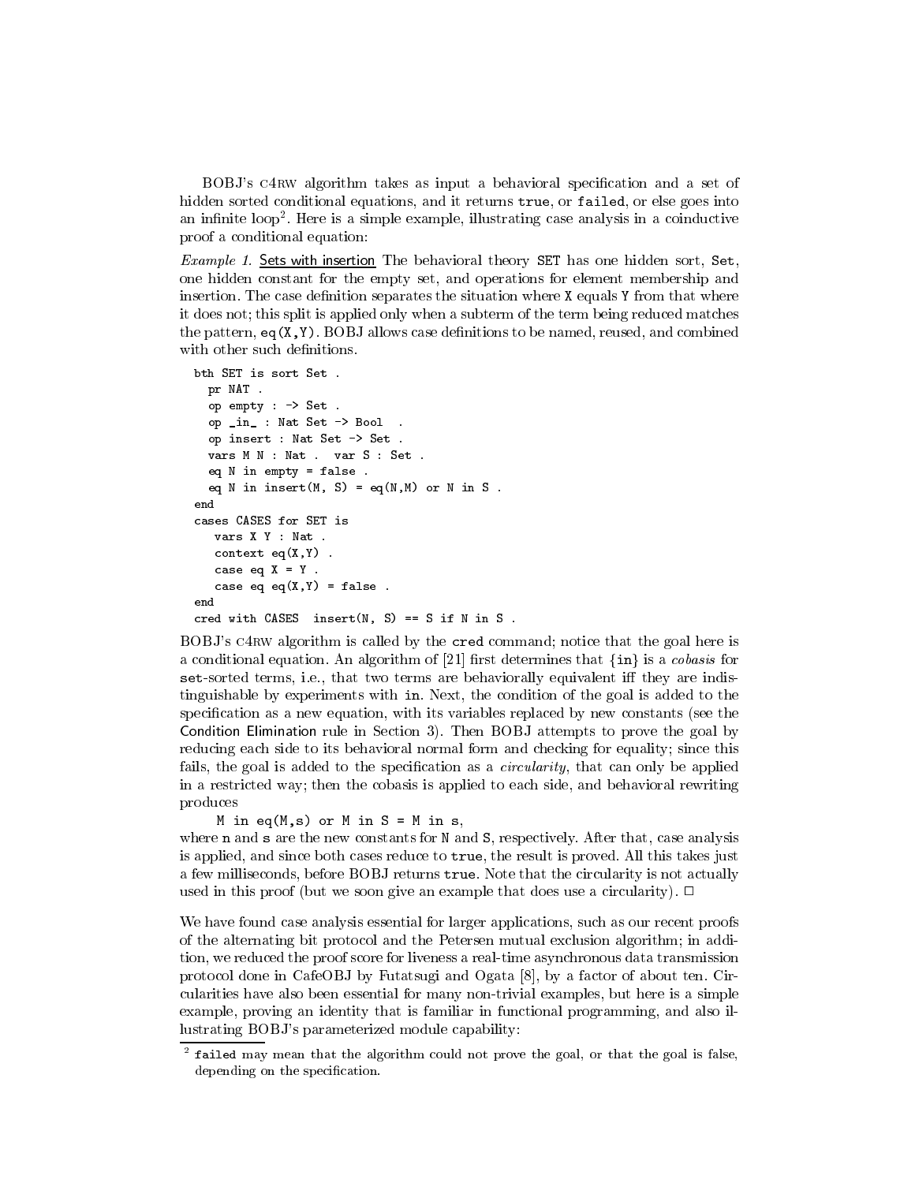BOBJ's C4RW algorithm takes as input a behavioral specification and a set of hidden sorted conditional equations, and it returns `true`, or `failed`, or else goes into an infinite loop[2]. Here is a simple example, illustrating case analysis in a coinductive proof a conditional equation:

*Example 1.* Sets with insertion The behavioral theory `SET` has one hidden sort, `Set`, one hidden constant for the empty set, and operations for element membership and insertion. The case definition separates the situation where `X` equals `Y` from that where it does not; this split is applied only when a subterm of the term being reduced matches the pattern, `eq(X,Y)`. BOBJ allows case definitions to be named, reused, and combined with other such definitions.

```
bth SET is sort Set .
  pr NAT .
  op empty : -> Set .
  op _in_ : Nat Set -> Bool  .
  op insert : Nat Set -> Set .
  vars M N : Nat .  var S : Set .
  eq N in empty = false .
  eq N in insert(M, S) = eq(N,M) or N in S .
end
cases CASES for SET is
   vars X Y : Nat .
   context eq(X,Y) .
   case eq X = Y .
   case eq eq(X,Y) = false .
end
cred with CASES  insert(N, S) == S if N in S .
```

BOBJ's C4RW algorithm is called by the `cred` command; notice that the goal here is a conditional equation. An algorithm of [21] first determines that {`in`} is a *cobasis* for `set`-sorted terms, i.e., that two terms are behaviorally equivalent iff they are indistinguishable by experiments with `in`. Next, the condition of the goal is added to the specification as a new equation, with its variables replaced by new constants (see the Condition Elimination rule in Section 3). Then BOBJ attempts to prove the goal by reducing each side to its behavioral normal form and checking for equality; since this fails, the goal is added to the specification as a *circularity*, that can only be applied in a restricted way; then the cobasis is applied to each side, and behavioral rewriting produces

```
M in eq(M,s) or M in S = M in s,
```

where `n` and `s` are the new constants for `N` and `S`, respectively. After that, case analysis is applied, and since both cases reduce to `true`, the result is proved. All this takes just a few milliseconds, before BOBJ returns `true`. Note that the circularity is not actually used in this proof (but we soon give an example that does use a circularity). □

We have found case analysis essential for larger applications, such as our recent proofs of the alternating bit protocol and the Petersen mutual exclusion algorithm; in addition, we reduced the proof score for liveness a real-time asynchronous data transmission protocol done in CafeOBJ by Futatsugi and Ogata [8], by a factor of about ten. Circularities have also been essential for many non-trivial examples, but here is a simple example, proving an identity that is familiar in functional programming, and also illustrating BOBJ's parameterized module capability:

[2] `failed` may mean that the algorithm could not prove the goal, or that the goal is false, depending on the specification.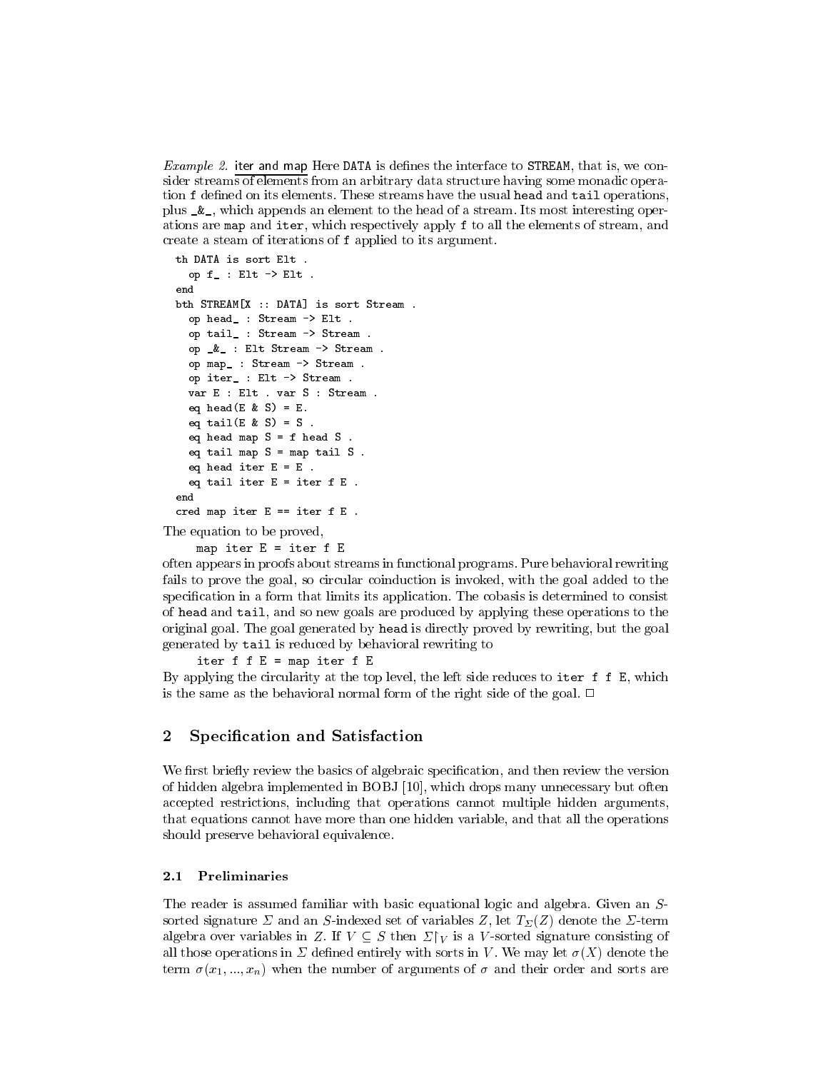*Example 2.* <u>iter and map</u> Here `DATA` is defines the interface to `STREAM`, that is, we consider streams of elements from an arbitrary data structure having some monadic operation `f` defined on its elements. These streams have the usual `head` and `tail` operations, plus `_&_`, which appends an element to the head of a stream. Its most interesting operations are `map` and `iter`, which respectively apply `f` to all the elements of stream, and create a steam of iterations of `f` applied to its argument.

```
th DATA is sort Elt .
  op f_ : Elt -> Elt .
end
bth STREAM[X :: DATA] is sort Stream .
  op head_ : Stream -> Elt .
  op tail_ : Stream -> Stream .
  op _&_ : Elt Stream -> Stream .
  op map_ : Stream -> Stream .
  op iter_ : Elt -> Stream .
  var E : Elt . var S : Stream .
  eq head(E & S) = E.
  eq tail(E & S) = S .
  eq head map S = f head S .
  eq tail map S = map tail S .
  eq head iter E = E .
  eq tail iter E = iter f E .
end
cred map iter E == iter f E .
```

The equation to be proved,

```
map iter E = iter f E
```

often appears in proofs about streams in functional programs. Pure behavioral rewriting fails to prove the goal, so circular coinduction is invoked, with the goal added to the specification in a form that limits its application. The cobasis is determined to consist of `head` and `tail`, and so new goals are produced by applying these operations to the original goal. The goal generated by `head` is directly proved by rewriting, but the goal generated by `tail` is reduced by behavioral rewriting to

```
iter f f E = map iter f E
```

By applying the circularity at the top level, the left side reduces to `iter f f E`, which is the same as the behavioral normal form of the right side of the goal. □

## 2 Specification and Satisfaction

We first briefly review the basics of algebraic specification, and then review the version of hidden algebra implemented in BOBJ [10], which drops many unnecessary but often accepted restrictions, including that operations cannot multiple hidden arguments, that equations cannot have more than one hidden variable, and that all the operations should preserve behavioral equivalence.

### 2.1 Preliminaries

The reader is assumed familiar with basic equational logic and algebra. Given an $S$-sorted signature $\Sigma$ and an $S$-indexed set of variables $Z$, let $T_\Sigma(Z)$ denote the $\Sigma$-term algebra over variables in $Z$. If $V \subseteq S$ then $\Sigma\lceil_V$ is a $V$-sorted signature consisting of all those operations in $\Sigma$ defined entirely with sorts in $V$. We may let $\sigma(X)$ denote the term $\sigma(x_1, ..., x_n)$ when the number of arguments of $\sigma$ and their order and sorts are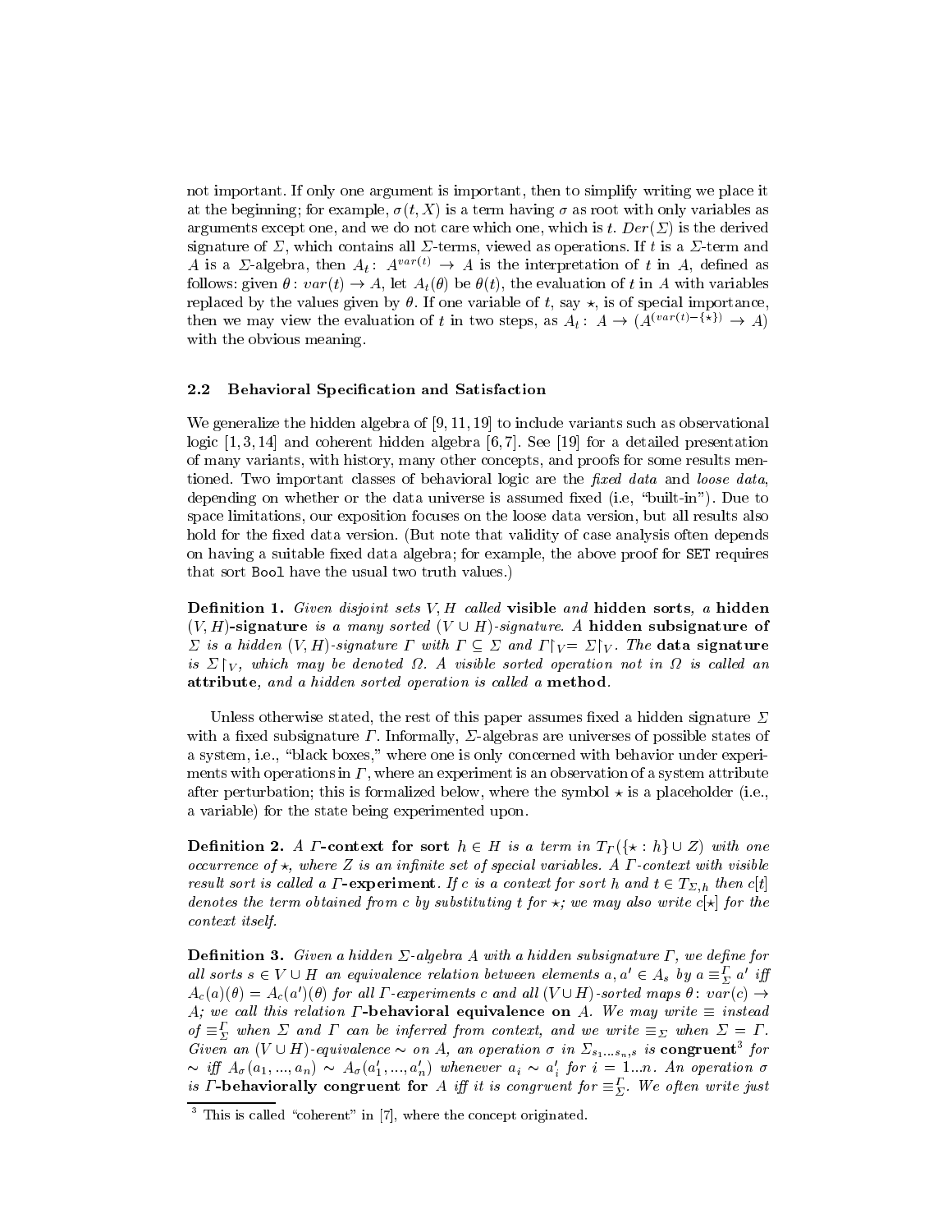not important. If only one argument is important, then to simplify writing we place it at the beginning; for example, $\sigma(t, X)$ is a term having $\sigma$ as root with only variables as arguments except one, and we do not care which one, which is $t$. $Der(\Sigma)$ is the derived signature of $\Sigma$, which contains all $\Sigma$-terms, viewed as operations. If $t$ is a $\Sigma$-term and $A$ is a $\Sigma$-algebra, then $A_t\colon\ A^{var(t)} \to A$ is the interpretation of $t$ in $A$, defined as follows: given $\theta\colon var(t) \to A$, let $A_t(\theta)$ be $\theta(t)$, the evaluation of $t$ in $A$ with variables replaced by the values given by $\theta$. If one variable of $t$, say $\star$, is of special importance, then we may view the evaluation of $t$ in two steps, as $A_t\colon\ A \to (A^{(var(t)-\{\star\})} \to A)$ with the obvious meaning.

### 2.2 Behavioral Specification and Satisfaction

We generalize the hidden algebra of [9, 11, 19] to include variants such as observational logic [1, 3, 14] and coherent hidden algebra [6, 7]. See [19] for a detailed presentation of many variants, with history, many other concepts, and proofs for some results mentioned. Two important classes of behavioral logic are the *fixed data* and *loose data*, depending on whether or the data universe is assumed fixed (i.e, "built-in"). Due to space limitations, our exposition focuses on the loose data version, but all results also hold for the fixed data version. (But note that validity of case analysis often depends on having a suitable fixed data algebra; for example, the above proof for SET requires that sort Bool have the usual two truth values.)

**Definition 1.** *Given disjoint sets $V, H$ called* **visible** *and* **hidden sorts***, a* **hidden $(V, H)$-signature** *is a many sorted $(V \cup H)$-signature. A* **hidden subsignature of** *$\Sigma$ is a hidden $(V, H)$-signature $\Gamma$ with $\Gamma \subseteq \Sigma$ and $\Gamma{\restriction_V} = \Sigma{\restriction_V}$. The* **data signature** *is $\Sigma{\restriction_V}$, which may be denoted $\Omega$. A visible sorted operation not in $\Omega$ is called an* **attribute***, and a hidden sorted operation is called a* **method***.*

Unless otherwise stated, the rest of this paper assumes fixed a hidden signature $\Sigma$ with a fixed subsignature $\Gamma$. Informally, $\Sigma$-algebras are universes of possible states of a system, i.e., "black boxes," where one is only concerned with behavior under experiments with operations in $\Gamma$, where an experiment is an observation of a system attribute after perturbation; this is formalized below, where the symbol $\star$ is a placeholder (i.e., a variable) for the state being experimented upon.

**Definition 2.** *A* **$\Gamma$-context for sort** *$h \in H$ is a term in $T_\Gamma(\{\star : h\} \cup Z)$ with one occurrence of $\star$, where $Z$ is an infinite set of special variables. A $\Gamma$-context with visible result sort is called a* **$\Gamma$-experiment***. If $c$ is a context for sort $h$ and $t \in T_{\Sigma,h}$ then $c[t]$ denotes the term obtained from $c$ by substituting $t$ for $\star$; we may also write $c[\star]$ for the context itself.*

**Definition 3.** *Given a hidden $\Sigma$-algebra $A$ with a hidden subsignature $\Gamma$, we define for all sorts $s \in V \cup H$ an equivalence relation between elements $a, a' \in A_s$ by $a \equiv^\Gamma_\Sigma a'$ iff $A_c(a)(\theta) = A_c(a')(\theta)$ for all $\Gamma$-experiments $c$ and all $(V \cup H)$-sorted maps $\theta\colon var(c) \to A$; we call this relation* **$\Gamma$-behavioral equivalence on** *$A$. We may write $\equiv$ instead of $\equiv^\Gamma_\Sigma$ when $\Sigma$ and $\Gamma$ can be inferred from context, and we write $\equiv_\Sigma$ when $\Sigma = \Gamma$. Given an $(V \cup H)$-equivalence $\sim$ on $A$, an operation $\sigma$ in $\Sigma_{s_1 \ldots s_n, s}$ is* **congruent**[3] *for $\sim$ iff $A_\sigma(a_1, ..., a_n) \sim A_\sigma(a'_1, ..., a'_n)$ whenever $a_i \sim a'_i$ for $i = 1...n$. An operation $\sigma$ is* **$\Gamma$-behaviorally congruent for** *$A$ iff it is congruent for $\equiv^\Gamma_\Sigma$. We often write just*

[3] This is called "coherent" in [7], where the concept originated.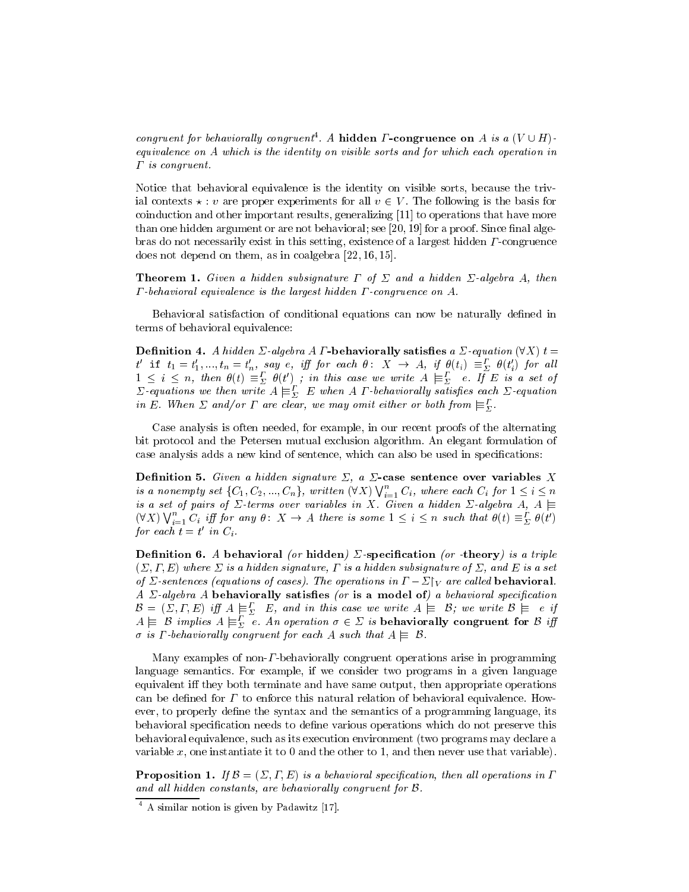*congruent* for *behaviorally congruent*[4]. *A* **hidden $\Gamma$-congruence on** *A is a* $(V \cup H)$-*equivalence on A which is the identity on visible sorts and for which each operation in* $\Gamma$ *is congruent.*

Notice that behavioral equivalence is the identity on visible sorts, because the trivial contexts $\star : v$ are proper experiments for all $v \in V$. The following is the basis for coinduction and other important results, generalizing [11] to operations that have more than one hidden argument or are not behavioral; see [20, 19] for a proof. Since final algebras do not necessarily exist in this setting, existence of a largest hidden $\Gamma$-congruence does not depend on them, as in coalgebra [22, 16, 15].

**Theorem 1.** *Given a hidden subsignature* $\Gamma$ *of* $\Sigma$ *and a hidden* $\Sigma$*-algebra A, then* $\Gamma$*-behavioral equivalence is the largest hidden* $\Gamma$*-congruence on A.*

Behavioral satisfaction of conditional equations can now be naturally defined in terms of behavioral equivalence:

**Definition 4.** *A hidden* $\Sigma$*-algebra A* $\Gamma$**-behaviorally satisfies** *a* $\Sigma$*-equation* $(\forall X)\ t = t'$ `if` $t_1 = t'_1, ..., t_n = t'_n$*, say e, iff for each* $\theta\colon X \to A$*, if* $\theta(t_i) \equiv^{\Gamma}_{\Sigma} \theta(t'_i)$ *for all* $1 \leq i \leq n$*, then* $\theta(t) \equiv^{\Gamma}_{\Sigma} \theta(t')$ *; in this case we write* $A \models^{\Gamma}_{\Sigma} e$*. If E is a set of* $\Sigma$*-equations we then write* $A \models^{\Gamma}_{\Sigma} E$ *when A* $\Gamma$*-behaviorally satisfies each* $\Sigma$*-equation in E. When* $\Sigma$ *and/or* $\Gamma$ *are clear, we may omit either or both from* $\models^{\Gamma}_{\Sigma}$*.*

Case analysis is often needed, for example, in our recent proofs of the alternating bit protocol and the Petersen mutual exclusion algorithm. An elegant formulation of case analysis adds a new kind of sentence, which can also be used in specifications:

**Definition 5.** *Given a hidden signature* $\Sigma$*, a* $\Sigma$**-case sentence over variables** *X is a nonempty set* $\{C_1, C_2, ..., C_n\}$*, written* $(\forall X) \bigvee_{i=1}^{n} C_i$*, where each* $C_i$ *for* $1 \leq i \leq n$ *is a set of pairs of* $\Sigma$*-terms over variables in X. Given a hidden* $\Sigma$*-algebra A,* $A \models (\forall X) \bigvee_{i=1}^{n} C_i$ *iff for any* $\theta\colon X \to A$ *there is some* $1 \leq i \leq n$ *such that* $\theta(t) \equiv^{\Gamma}_{\Sigma} \theta(t')$ *for each* $t = t'$ *in* $C_i$*.*

**Definition 6.** *A* **behavioral** *(or* **hidden***)* $\Sigma$**-specification** *(or* **-theory***) is a triple* $(\Sigma, \Gamma, E)$ *where* $\Sigma$ *is a hidden signature,* $\Gamma$ *is a hidden subsignature of* $\Sigma$*, and E is a set of* $\Sigma$*-sentences (equations of cases). The operations in* $\Gamma - \Sigma\restriction_V$ *are called* **behavioral***. A* $\Sigma$*-algebra A* **behaviorally satisfies** *(or* **is a model of***) a behavioral specification* $\mathcal{B} = (\Sigma, \Gamma, E)$ *iff* $A \models^{\Gamma}_{\Sigma} E$*, and in this case we write* $A \models \mathcal{B}$*; we write* $\mathcal{B} \models e$ *if* $A \models \mathcal{B}$ *implies* $A \models^{\Gamma}_{\Sigma} e$*. An operation* $\sigma \in \Sigma$ *is* **behaviorally congruent for** $\mathcal{B}$ *iff* $\sigma$ *is* $\Gamma$*-behaviorally congruent for each A such that* $A \models \mathcal{B}$*.*

Many examples of non-$\Gamma$-behaviorally congruent operations arise in programming language semantics. For example, if we consider two programs in a given language equivalent iff they both terminate and have same output, then appropriate operations can be defined for $\Gamma$ to enforce this natural relation of behavioral equivalence. However, to properly define the syntax and the semantics of a programming language, its behavioral specification needs to define various operations which do not preserve this behavioral equivalence, such as its execution environment (two programs may declare a variable $x$, one instantiate it to 0 and the other to 1, and then never use that variable).

**Proposition 1.** *If* $\mathcal{B} = (\Sigma, \Gamma, E)$ *is a behavioral specification, then all operations in* $\Gamma$ *and all hidden constants, are behaviorally congruent for* $\mathcal{B}$*.*

---

[4] A similar notion is given by Padawitz [17].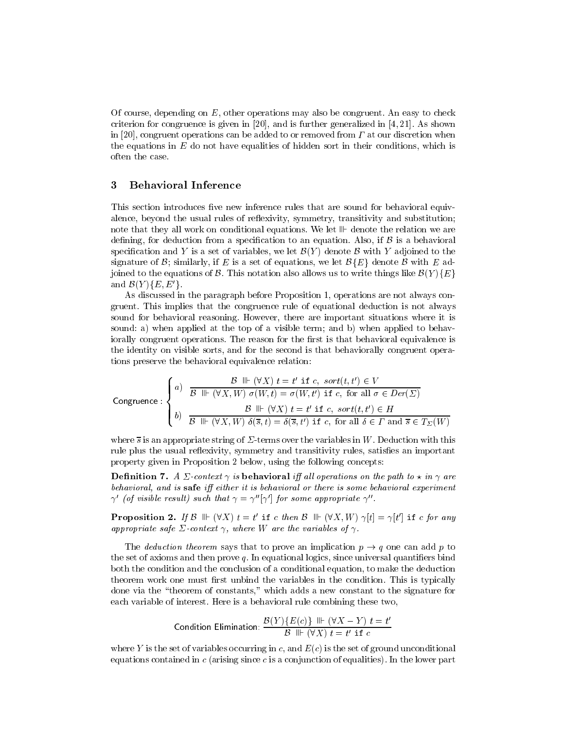Of course, depending on $E$, other operations may also be congruent. An easy to check criterion for congruence is given in [20], and is further generalized in [4, 21]. As shown in [20], congruent operations can be added to or removed from $\Gamma$ at our discretion when the equations in $E$ do not have equalities of hidden sort in their conditions, which is often the case.

## 3 Behavioral Inference

This section introduces five new inference rules that are sound for behavioral equivalence, beyond the usual rules of reflexivity, symmetry, transitivity and substitution; note that they all work on conditional equations. We let $\Vdash$ denote the relation we are defining, for deduction from a specification to an equation. Also, if $\mathcal{B}$ is a behavioral specification and $Y$ is a set of variables, we let $\mathcal{B}(Y)$ denote $\mathcal{B}$ with $Y$ adjoined to the signature of $\mathcal{B}$; similarly, if $E$ is a set of equations, we let $\mathcal{B}\{E\}$ denote $\mathcal{B}$ with $E$ adjoined to the equations of $\mathcal{B}$. This notation also allows us to write things like $\mathcal{B}(Y)\{E\}$ and $\mathcal{B}(Y)\{E, E'\}$.

As discussed in the paragraph before Proposition 1, operations are not always congruent. This implies that the congruence rule of equational deduction is not always sound for behavioral reasoning. However, there are important situations where it is sound: a) when applied at the top of a visible term; and b) when applied to behaviorally congruent operations. The reason for the first is that behavioral equivalence is the identity on visible sorts, and for the second is that behaviorally congruent operations preserve the behavioral equivalence relation:

$$\textsf{Congruence}: \begin{cases} a) & \dfrac{\mathcal{B} \Vdash (\forall X)\ t = t' \texttt{ if } c,\ sort(t, t') \in V}{\mathcal{B} \Vdash (\forall X, W)\ \sigma(W, t) = \sigma(W, t') \texttt{ if } c, \text{ for all } \sigma \in Der(\Sigma)} \\[2ex] b) & \dfrac{\mathcal{B} \Vdash (\forall X)\ t = t' \texttt{ if } c,\ sort(t, t') \in H}{\mathcal{B} \Vdash (\forall X, W)\ \delta(\overline{s}, t) = \delta(\overline{s}, t') \texttt{ if } c, \text{ for all } \delta \in \Gamma \text{ and } \overline{s} \in T_{\Sigma}(W)} \end{cases}$$

where $\overline{s}$ is an appropriate string of $\Sigma$-terms over the variables in $W$. Deduction with this rule plus the usual reflexivity, symmetry and transitivity rules, satisfies an important property given in Proposition 2 below, using the following concepts:

**Definition 7.** *A $\Sigma$-context $\gamma$ is* **behavioral** *iff all operations on the path to $\star$ in $\gamma$ are behavioral, and is* **safe** *iff either it is behavioral or there is some behavioral experiment $\gamma'$ (of visible result) such that $\gamma = \gamma''[\gamma']$ for some appropriate $\gamma''$.*

**Proposition 2.** *If $\mathcal{B} \Vdash (\forall X)\ t = t'$ `if` $c$ then $\mathcal{B} \Vdash (\forall X, W)\ \gamma[t] = \gamma[t']$ `if` $c$ for any appropriate safe $\Sigma$-context $\gamma$, where $W$ are the variables of $\gamma$.*

The *deduction theorem* says that to prove an implication $p \to q$ one can add $p$ to the set of axioms and then prove $q$. In equational logics, since universal quantifiers bind both the condition and the conclusion of a conditional equation, to make the deduction theorem work one must first unbind the variables in the condition. This is typically done via the "theorem of constants," which adds a new constant to the signature for each variable of interest. Here is a behavioral rule combining these two,

$$\textsf{Condition Elimination}: \frac{\mathcal{B}(Y)\{E(c)\} \Vdash (\forall X - Y)\ t = t'}{\mathcal{B} \Vdash (\forall X)\ t = t' \texttt{ if } c}$$

where $Y$ is the set of variables occurring in $c$, and $E(c)$ is the set of ground unconditional equations contained in $c$ (arising since $c$ is a conjunction of equalities). In the lower part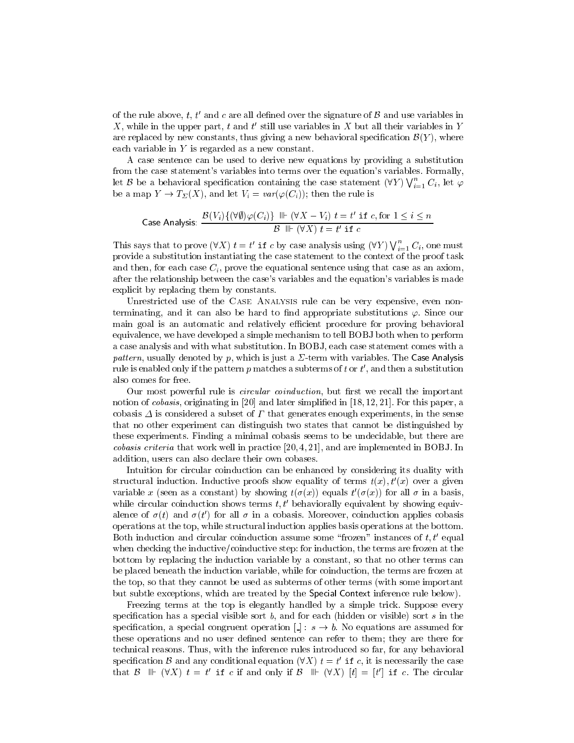of the rule above, $t$, $t'$ and $c$ are all defined over the signature of $\mathcal{B}$ and use variables in $X$, while in the upper part, $t$ and $t'$ still use variables in $X$ but all their variables in $Y$ are replaced by new constants, thus giving a new behavioral specification $\mathcal{B}(Y)$, where each variable in $Y$ is regarded as a new constant.

A case sentence can be used to derive new equations by providing a substitution from the case statement's variables into terms over the equation's variables. Formally, let $\mathcal{B}$ be a behavioral specification containing the case statement $(\forall Y) \bigvee_{i=1}^{n} C_i$, let $\varphi$ be a map $Y \to T_\Sigma(X)$, and let $V_i = var(\varphi(C_i))$; then the rule is

$$\textsf{Case Analysis: } \frac{\mathcal{B}(V_i)\{(\forall\emptyset)\varphi(C_i)\} \Vdash (\forall X - V_i)\ t = t' \texttt{ if } c, \text{for } 1 \le i \le n}{\mathcal{B} \Vdash (\forall X)\ t = t' \texttt{ if } c}$$

This says that to prove $(\forall X)\ t = t' \texttt{ if } c$ by case analysis using $(\forall Y) \bigvee_{i=1}^{n} C_i$, one must provide a substitution instantiating the case statement to the context of the proof task and then, for each case $C_i$, prove the equational sentence using that case as an axiom, after the relationship between the case's variables and the equation's variables is made explicit by replacing them by constants.

Unrestricted use of the Case Analysis rule can be very expensive, even non-terminating, and it can also be hard to find appropriate substitutions $\varphi$. Since our main goal is an automatic and relatively efficient procedure for proving behavioral equivalence, we have developed a simple mechanism to tell BOBJ both when to perform a case analysis and with what substitution. In BOBJ, each case statement comes with a *pattern*, usually denoted by $p$, which is just a $\Sigma$-term with variables. The Case Analysis rule is enabled only if the pattern $p$ matches a subterms of $t$ or $t'$, and then a substitution also comes for free.

Our most powerful rule is *circular coinduction*, but first we recall the important notion of *cobasis*, originating in [20] and later simplified in [18, 12, 21]. For this paper, a cobasis $\Delta$ is considered a subset of $\Gamma$ that generates enough experiments, in the sense that no other experiment can distinguish two states that cannot be distinguished by these experiments. Finding a minimal cobasis seems to be undecidable, but there are *cobasis criteria* that work well in practice [20, 4, 21], and are implemented in BOBJ. In addition, users can also declare their own cobases.

Intuition for circular coinduction can be enhanced by considering its duality with structural induction. Inductive proofs show equality of terms $t(x), t'(x)$ over a given variable $x$ (seen as a constant) by showing $t(\sigma(x))$ equals $t'(\sigma(x))$ for all $\sigma$ in a basis, while circular coinduction shows terms $t, t'$ behaviorally equivalent by showing equivalence of $\sigma(t)$ and $\sigma(t')$ for all $\sigma$ in a cobasis. Moreover, coinduction applies cobasis operations at the top, while structural induction applies basis operations at the bottom. Both induction and circular coinduction assume some "frozen" instances of $t, t'$ equal when checking the inductive/coinductive step: for induction, the terms are frozen at the bottom by replacing the induction variable by a constant, so that no other terms can be placed beneath the induction variable, while for coinduction, the terms are frozen at the top, so that they cannot be used as subterms of other terms (with some important but subtle exceptions, which are treated by the Special Context inference rule below).

Freezing terms at the top is elegantly handled by a simple trick. Suppose every specification has a special visible sort $b$, and for each (hidden or visible) sort $s$ in the specification, a special congruent operation $[\_] : s \to b$. No equations are assumed for these operations and no user defined sentence can refer to them; they are there for technical reasons. Thus, with the inference rules introduced so far, for any behavioral specification $\mathcal{B}$ and any conditional equation $(\forall X)\ t = t' \texttt{ if } c$, it is necessarily the case that $\mathcal{B} \Vdash (\forall X)\ t = t' \texttt{ if } c$ if and only if $\mathcal{B} \Vdash (\forall X)\ [t] = [t'] \texttt{ if } c$. The circular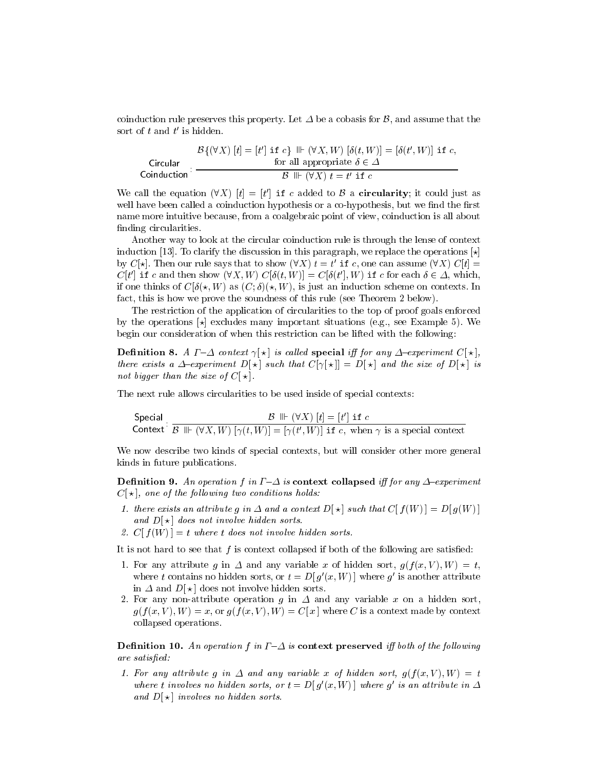coinduction rule preserves this property. Let $\Delta$ be a cobasis for $\mathcal{B}$, and assume that the sort of $t$ and $t'$ is hidden.

$$\textsf{Circular Coinduction}: \frac{\mathcal{B}\{(\forall X)\ [t] = [t']\ \texttt{if}\ c\} \Vdash (\forall X, W)\ [\delta(t, W)] = [\delta(t', W)]\ \texttt{if}\ c, \text{ for all appropriate } \delta \in \Delta}{\mathcal{B} \Vdash (\forall X)\ t = t'\ \texttt{if}\ c}$$

We call the equation $(\forall X)\ [t] = [t']\ \texttt{if}\ c$ added to $\mathcal{B}$ a **circularity**; it could just as well have been called a coinduction hypothesis or a co-hypothesis, but we find the first name more intuitive because, from a coalgebraic point of view, coinduction is all about finding circularities.

Another way to look at the circular coinduction rule is through the lense of context induction [13]. To clarify the discussion in this paragraph, we replace the operations $[\star]$ by $C[\star]$. Then our rule says that to show $(\forall X)\ t = t'\ \texttt{if}\ c$, one can assume $(\forall X)\ C[t] = C[t']\ \texttt{if}\ c$ and then show $(\forall X, W)\ C[\delta(t, W)] = C[\delta(t'], W)\ \texttt{if}\ c$ for each $\delta \in \Delta$, which, if one thinks of $C[\delta(\star, W)$ as $(C; \delta)(\star, W)$, is just an induction scheme on contexts. In fact, this is how we prove the soundness of this rule (see Theorem 2 below).

The restriction of the application of circularities to the top of proof goals enforced by the operations $[\star]$ excludes many important situations (e.g., see Example 5). We begin our consideration of when this restriction can be lifted with the following:

**Definition 8.** *A $\Gamma$–$\Delta$ context $\gamma[\star]$ is called* **special** *iff for any $\Delta$–experiment $C[\star]$, there exists a $\Delta$–experiment $D[\star]$ such that $C[\gamma[\star]] = D[\star]$ and the size of $D[\star]$ is not bigger than the size of $C[\star]$.*

The next rule allows circularities to be used inside of special contexts:

$$\textsf{Special Context}: \frac{\mathcal{B} \Vdash (\forall X)\ [t] = [t']\ \texttt{if}\ c}{\mathcal{B} \Vdash (\forall X, W)\ [\gamma(t, W)] = [\gamma(t', W)]\ \texttt{if}\ c, \text{ when } \gamma \text{ is a special context}}$$

We now describe two kinds of special contexts, but will consider other more general kinds in future publications.

**Definition 9.** *An operation $f$ in $\Gamma$–$\Delta$ is* **context collapsed** *iff for any $\Delta$–experiment $C[\star]$, one of the following two conditions holds:*

1. *there exists an attribute $g$ in $\Delta$ and a context $D[\star]$ such that $C[\,f(W)\,] = D[g(W)\,]$ and $D[\star]$ does not involve hidden sorts.*
2. *$C[\,f(W)\,] = t$ where $t$ does not involve hidden sorts.*

It is not hard to see that $f$ is context collapsed if both of the following are satisfied:

1. For any attribute $g$ in $\Delta$ and any variable $x$ of hidden sort, $g(f(x, V), W) = t$, where $t$ contains no hidden sorts, or $t = D[\,g'(x, W)\,]$ where $g'$ is another attribute in $\Delta$ and $D[\star]$ does not involve hidden sorts.
2. For any non-attribute operation $g$ in $\Delta$ and any variable $x$ on a hidden sort, $g(f(x, V), W) = x$, or $g(f(x, V), W) = C[x]$ where $C$ is a context made by context collapsed operations.

**Definition 10.** *An operation $f$ in $\Gamma$–$\Delta$ is* **context preserved** *iff both of the following are satisfied:*

1. *For any attribute $g$ in $\Delta$ and any variable $x$ of hidden sort, $g(f(x, V), W) = t$ where $t$ involves no hidden sorts, or $t = D[\,g'(x, W)\,]$ where $g'$ is an attribute in $\Delta$ and $D[\star]$ involves no hidden sorts.*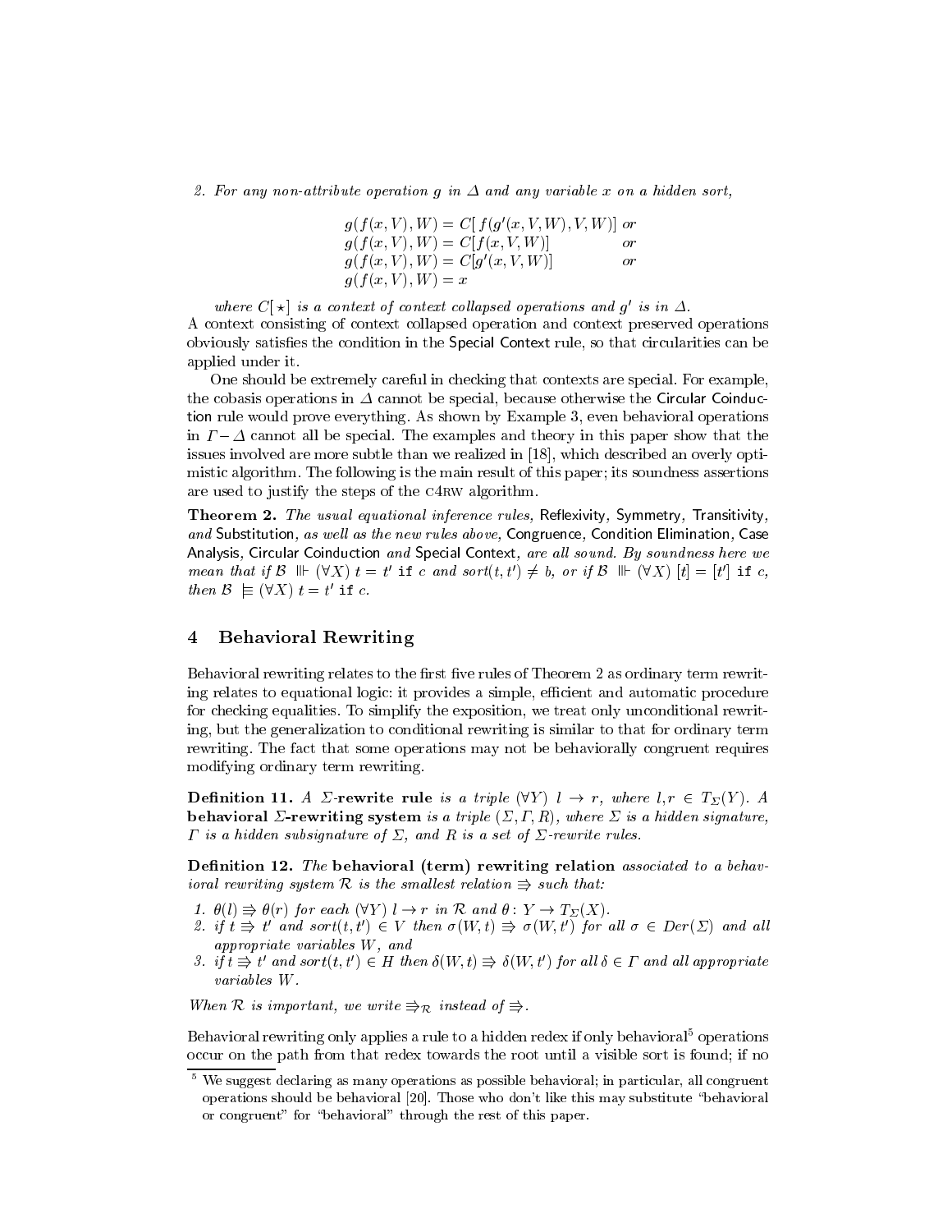2. *For any non-attribute operation $g$ in $\Delta$ and any variable $x$ on a hidden sort,*

$$
\begin{array}{ll}
g(f(x,V),W) = C[\, f(g'(x,V,W),V,W)] & or \\
g(f(x,V),W) = C[f(x,V,W)] & or \\
g(f(x,V),W) = C[g'(x,V,W)] & or \\
g(f(x,V),W) = x &
\end{array}
$$

*where $C[\star]$ is a context of context collapsed operations and $g'$ is in $\Delta$.*

A context consisting of context collapsed operation and context preserved operations obviously satisfies the condition in the Special Context rule, so that circularities can be applied under it.

One should be extremely careful in checking that contexts are special. For example, the cobasis operations in $\Delta$ cannot be special, because otherwise the Circular Coinduction rule would prove everything. As shown by Example 3, even behavioral operations in $\Gamma - \Delta$ cannot all be special. The examples and theory in this paper show that the issues involved are more subtle than we realized in [18], which described an overly optimistic algorithm. The following is the main result of this paper; its soundness assertions are used to justify the steps of the C4RW algorithm.

**Theorem 2.** *The usual equational inference rules,* Reflexivity, Symmetry, Transitivity, *and* Substitution, *as well as the new rules above,* Congruence, Condition Elimination, Case Analysis, Circular Coinduction *and* Special Context, *are all sound. By soundness here we mean that if $\mathcal{B} \Vdash (\forall X)\ t = t'$ `if` $c$ and $sort(t,t') \neq b$, or if $\mathcal{B} \Vdash (\forall X)\ [t] = [t']$ `if` $c$, then $\mathcal{B} \models (\forall X)\ t = t'$ `if` $c$.*

## 4 Behavioral Rewriting

Behavioral rewriting relates to the first five rules of Theorem 2 as ordinary term rewriting relates to equational logic: it provides a simple, efficient and automatic procedure for checking equalities. To simplify the exposition, we treat only unconditional rewriting, but the generalization to conditional rewriting is similar to that for ordinary term rewriting. The fact that some operations may not be behaviorally congruent requires modifying ordinary term rewriting.

**Definition 11.** *A* **$\Sigma$-rewrite rule** *is a triple $(\forall Y)\ l \to r$, where $l, r \in T_\Sigma(Y)$. A* **behavioral $\Sigma$-rewriting system** *is a triple $(\Sigma, \Gamma, R)$, where $\Sigma$ is a hidden signature, $\Gamma$ is a hidden subsignature of $\Sigma$, and $R$ is a set of $\Sigma$-rewrite rules.*

**Definition 12.** *The* **behavioral (term) rewriting relation** *associated to a behavioral rewriting system $\mathcal{R}$ is the smallest relation $\Rrightarrow$ such that:*

1. *$\theta(l) \Rrightarrow \theta(r)$ for each $(\forall Y)\ l \to r$ in $\mathcal{R}$ and $\theta : Y \to T_\Sigma(X)$.*
2. *if $t \Rrightarrow t'$ and $sort(t,t') \in V$ then $\sigma(W,t) \Rrightarrow \sigma(W,t')$ for all $\sigma \in Der(\Sigma)$ and all appropriate variables $W$, and*
3. *if $t \Rrightarrow t'$ and $sort(t,t') \in H$ then $\delta(W,t) \Rrightarrow \delta(W,t')$ for all $\delta \in \Gamma$ and all appropriate variables $W$.*

*When $\mathcal{R}$ is important, we write $\Rrightarrow_{\mathcal{R}}$ instead of $\Rrightarrow$.*

Behavioral rewriting only applies a rule to a hidden redex if only behavioral[5] operations occur on the path from that redex towards the root until a visible sort is found; if no

[5] We suggest declaring as many operations as possible behavioral; in particular, all congruent operations should be behavioral [20]. Those who don't like this may substitute "behavioral or congruent" for "behavioral" through the rest of this paper.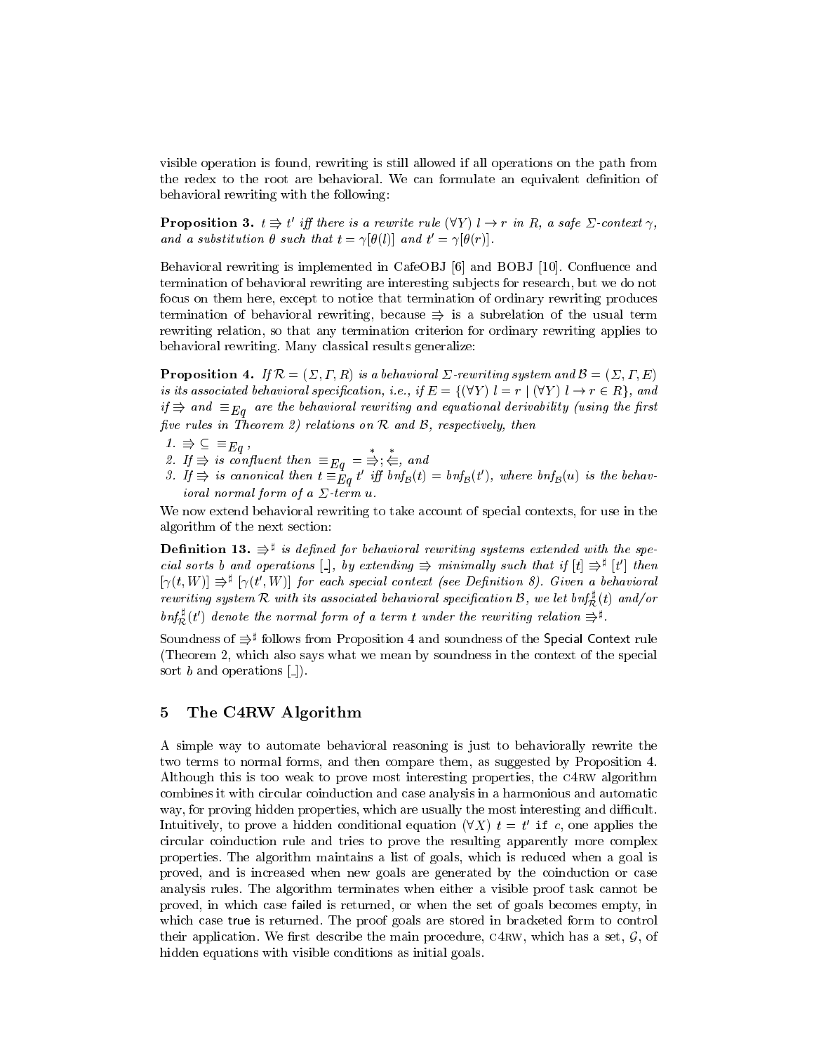visible operation is found, rewriting is still allowed if all operations on the path from the redex to the root are behavioral. We can formulate an equivalent definition of behavioral rewriting with the following:

**Proposition 3.** *$t \Rrightarrow t'$ iff there is a rewrite rule $(\forall Y)\ l \to r$ in $R$, a safe $\Sigma$-context $\gamma$, and a substitution $\theta$ such that $t = \gamma[\theta(l)]$ and $t' = \gamma[\theta(r)]$.*

Behavioral rewriting is implemented in CafeOBJ [6] and BOBJ [10]. Confluence and termination of behavioral rewriting are interesting subjects for research, but we do not focus on them here, except to notice that termination of ordinary rewriting produces termination of behavioral rewriting, because $\Rrightarrow$ is a subrelation of the usual term rewriting relation, so that any termination criterion for ordinary rewriting applies to behavioral rewriting. Many classical results generalize:

**Proposition 4.** *If $\mathcal{R} = (\Sigma, \Gamma, R)$ is a behavioral $\Sigma$-rewriting system and $\mathcal{B} = (\Sigma, \Gamma, E)$ is its associated behavioral specification, i.e., if $E = \{(\forall Y)\ l = r \mid (\forall Y)\ l \to r \in R\}$, and if $\Rrightarrow$ and $\equiv_{Eq}$ are the behavioral rewriting and equational derivability (using the first five rules in Theorem 2) relations on $\mathcal{R}$ and $\mathcal{B}$, respectively, then*

1. *$\Rrightarrow\ \subseteq\ \equiv_{Eq}$,*
2. *If $\Rrightarrow$ is confluent then $\equiv_{Eq}\ =\ \overset{*}{\Rrightarrow};\overset{*}{\Lleftarrow}$, and*
3. *If $\Rrightarrow$ is canonical then $t \equiv_{Eq} t'$ iff $bnf_{\mathcal{B}}(t) = bnf_{\mathcal{B}}(t')$, where $bnf_{\mathcal{B}}(u)$ is the behavioral normal form of a $\Sigma$-term $u$.*

We now extend behavioral rewriting to take account of special contexts, for use in the algorithm of the next section:

**Definition 13.** *$\Rrightarrow^\sharp$ is defined for behavioral rewriting systems extended with the special sorts $b$ and operations $[\_]$, by extending $\Rrightarrow$ minimally such that if $[t] \Rrightarrow^\sharp [t']$ then $[\gamma(t, W)] \Rrightarrow^\sharp [\gamma(t', W)]$ for each special context (see Definition 8). Given a behavioral rewriting system $\mathcal{R}$ with its associated behavioral specification $\mathcal{B}$, we let $bnf^\sharp_{\mathcal{R}}(t)$ and/or $bnf^\sharp_{\mathcal{R}}(t')$ denote the normal form of a term $t$ under the rewriting relation $\Rrightarrow^\sharp$.*

Soundness of $\Rrightarrow^\sharp$ follows from Proposition 4 and soundness of the Special Context rule (Theorem 2, which also says what we mean by soundness in the context of the special sort $b$ and operations $[\_]$).

## 5 The C4RW Algorithm

A simple way to automate behavioral reasoning is just to behaviorally rewrite the two terms to normal forms, and then compare them, as suggested by Proposition 4. Although this is too weak to prove most interesting properties, the C4RW algorithm combines it with circular coinduction and case analysis in a harmonious and automatic way, for proving hidden properties, which are usually the most interesting and difficult. Intuitively, to prove a hidden conditional equation $(\forall X)\ t = t'$ `if` $c$, one applies the circular coinduction rule and tries to prove the resulting apparently more complex properties. The algorithm maintains a list of goals, which is reduced when a goal is proved, and is increased when new goals are generated by the coinduction or case analysis rules. The algorithm terminates when either a visible proof task cannot be proved, in which case failed is returned, or when the set of goals becomes empty, in which case true is returned. The proof goals are stored in bracketed form to control their application. We first describe the main procedure, C4RW, which has a set, $\mathcal{G}$, of hidden equations with visible conditions as initial goals.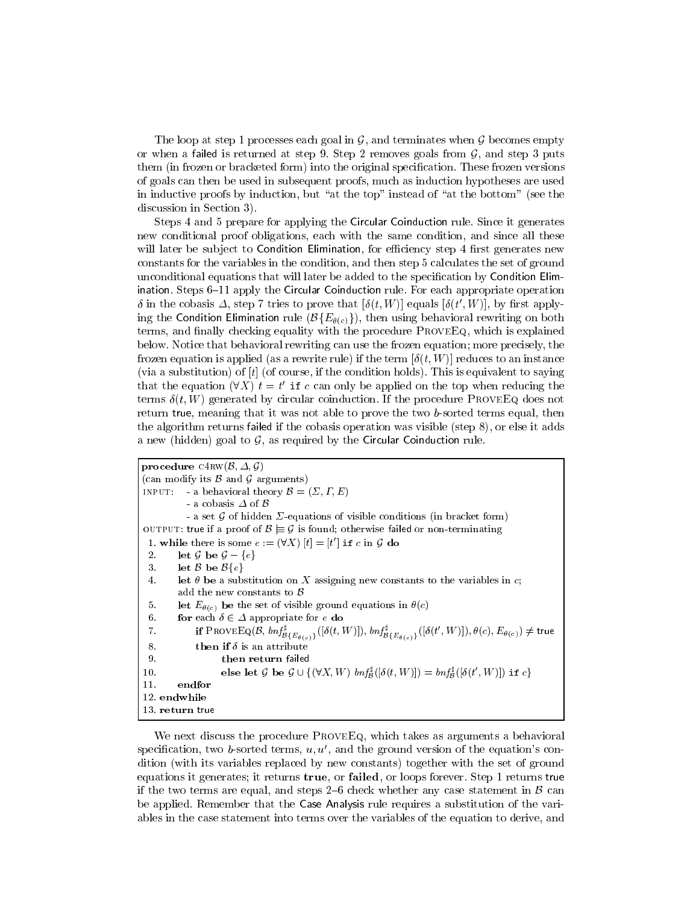The loop at step 1 processes each goal in $\mathcal{G}$, and terminates when $\mathcal{G}$ becomes empty or when a failed is returned at step 9. Step 2 removes goals from $\mathcal{G}$, and step 3 puts them (in frozen or bracketed form) into the original specification. These frozen versions of goals can then be used in subsequent proofs, much as induction hypotheses are used in inductive proofs by induction, but "at the top" instead of "at the bottom" (see the discussion in Section 3).

Steps 4 and 5 prepare for applying the Circular Coinduction rule. Since it generates new conditional proof obligations, each with the same condition, and since all these will later be subject to Condition Elimination, for efficiency step 4 first generates new constants for the variables in the condition, and then step 5 calculates the set of ground unconditional equations that will later be added to the specification by Condition Elimination. Steps 6–11 apply the Circular Coinduction rule. For each appropriate operation $\delta$ in the cobasis $\Delta$, step 7 tries to prove that $[\delta(t, W)]$ equals $[\delta(t', W)]$, by first applying the Condition Elimination rule $(\mathcal{B}\{E_{\theta(c)}\})$, then using behavioral rewriting on both terms, and finally checking equality with the procedure ProveEq, which is explained below. Notice that behavioral rewriting can use the frozen equation; more precisely, the frozen equation is applied (as a rewrite rule) if the term $[\delta(t, W)]$ reduces to an instance (via a substitution) of $[t]$ (of course, if the condition holds). This is equivalent to saying that the equation $(\forall X)\ t = t'$ `if` $c$ can only be applied on the top when reducing the terms $\delta(t, W)$ generated by circular coinduction. If the procedure ProveEq does not return true, meaning that it was not able to prove the two $b$-sorted terms equal, then the algorithm returns failed if the cobasis operation was visible (step 8), or else it adds a new (hidden) goal to $\mathcal{G}$, as required by the Circular Coinduction rule.

**procedure** c4rw($\mathcal{B}$, $\Delta$, $\mathcal{G}$)
(can modify its $\mathcal{B}$ and $\mathcal{G}$ arguments)
INPUT: - a behavioral theory $\mathcal{B} = (\Sigma, \Gamma, E)$
- a cobasis $\Delta$ of $\mathcal{B}$
- a set $\mathcal{G}$ of hidden $\Sigma$-equations of visible conditions (in bracket form)
OUTPUT: true if a proof of $\mathcal{B} \models \mathcal{G}$ is found; otherwise failed or non-terminating

1. **while** there is some $e := (\forall X)\ [t] = [t']$ `if` $c$ in $\mathcal{G}$ **do**
2. &nbsp;&nbsp;&nbsp;&nbsp;**let** $\mathcal{G}$ **be** $\mathcal{G} - \{e\}$
3. &nbsp;&nbsp;&nbsp;&nbsp;**let** $\mathcal{B}$ **be** $\mathcal{B}\{e\}$
4. &nbsp;&nbsp;&nbsp;&nbsp;**let** $\theta$ **be** a substitution on $X$ assigning new constants to the variables in $c$; add the new constants to $\mathcal{B}$
5. &nbsp;&nbsp;&nbsp;&nbsp;**let** $E_{\theta(c)}$ **be** the set of visible ground equations in $\theta(c)$
6. &nbsp;&nbsp;&nbsp;&nbsp;**for** each $\delta \in \Delta$ appropriate for $e$ **do**
7. &nbsp;&nbsp;&nbsp;&nbsp;&nbsp;&nbsp;&nbsp;&nbsp;**if** ProveEq($\mathcal{B}$, $bnf^{\sharp}_{\mathcal{B}\{E_{\theta(c)}\}}([\delta(t, W)])$, $bnf^{\sharp}_{\mathcal{B}\{E_{\theta(c)}\}}([\delta(t', W)])$, $\theta(c)$, $E_{\theta(c)}$) $\neq$ true
8. &nbsp;&nbsp;&nbsp;&nbsp;&nbsp;&nbsp;&nbsp;&nbsp;**then if** $\delta$ is an attribute
9. &nbsp;&nbsp;&nbsp;&nbsp;&nbsp;&nbsp;&nbsp;&nbsp;&nbsp;&nbsp;&nbsp;&nbsp;**then return** failed
10. &nbsp;&nbsp;&nbsp;&nbsp;&nbsp;&nbsp;&nbsp;&nbsp;&nbsp;&nbsp;&nbsp;&nbsp;**else let** $\mathcal{G}$ **be** $\mathcal{G} \cup \{(\forall X, W)\ bnf^{\sharp}_{\mathcal{B}}([\delta(t, W)]) = bnf^{\sharp}_{\mathcal{B}}([\delta(t', W)])$ `if` $c\}$
11. &nbsp;&nbsp;&nbsp;&nbsp;**endfor**
12. **endwhile**
13. **return** true

We next discuss the procedure ProveEq, which takes as arguments a behavioral specification, two $b$-sorted terms, $u, u'$, and the ground version of the equation's condition (with its variables replaced by new constants) together with the set of ground equations it generates; it returns **true**, or **failed**, or loops forever. Step 1 returns true if the two terms are equal, and steps 2–6 check whether any case statement in $\mathcal{B}$ can be applied. Remember that the Case Analysis rule requires a substitution of the variables in the case statement into terms over the variables of the equation to derive, and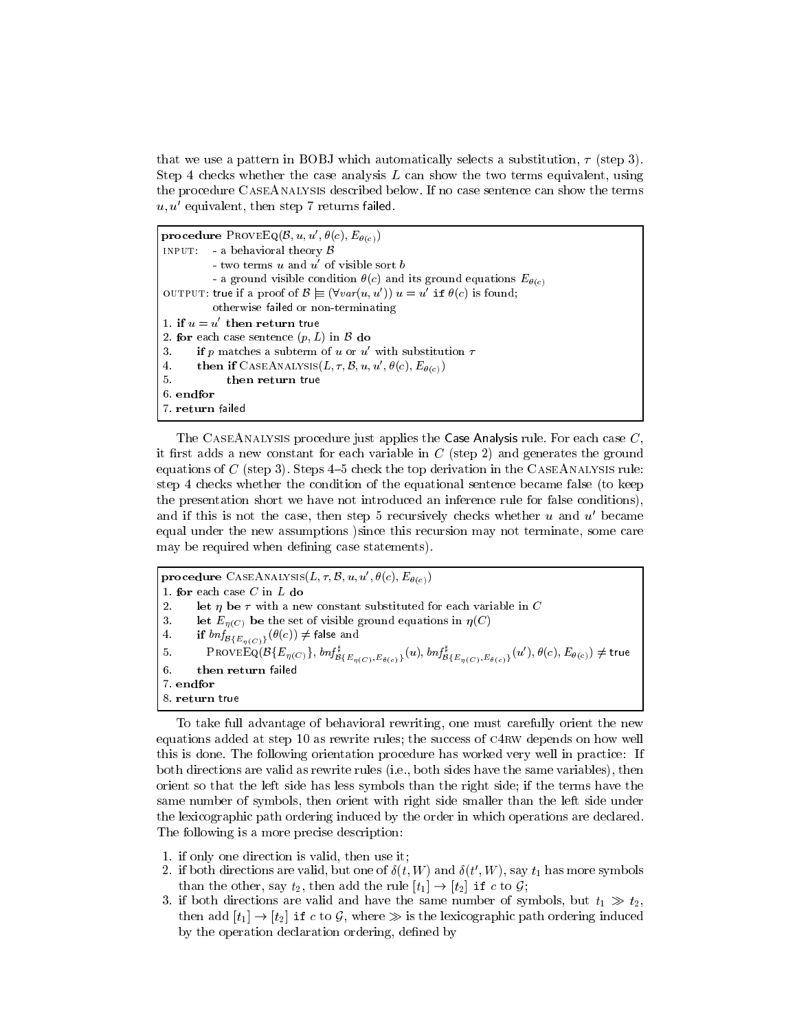that we use a pattern in BOBJ which automatically selects a substitution, $\tau$ (step 3). Step 4 checks whether the case analysis $L$ can show the two terms equivalent, using the procedure CaseAnalysis described below. If no case sentence can show the terms $u, u'$ equivalent, then step 7 returns failed.

```
procedure ProveEq(B, u, u', θ(c), E_θ(c))
INPUT:  - a behavioral theory B
        - two terms u and u' of visible sort b
        - a ground visible condition θ(c) and its ground equations E_θ(c)
OUTPUT: true if a proof of B ⊨≡ (∀var(u, u')) u = u' if θ(c) is found;
        otherwise failed or non-terminating
1. if u = u' then return true
2. for each case sentence (p, L) in B do
3.     if p matches a subterm of u or u' with substitution τ
4.     then if CaseAnalysis(L, τ, B, u, u', θ(c), E_θ(c))
5.          then return true
6. endfor
7. return failed
```

The CaseAnalysis procedure just applies the Case Analysis rule. For each case $C$, it first adds a new constant for each variable in $C$ (step 2) and generates the ground equations of $C$ (step 3). Steps 4–5 check the top derivation in the CaseAnalysis rule: step 4 checks whether the condition of the equational sentence became false (to keep the presentation short we have not introduced an inference rule for false conditions), and if this is not the case, then step 5 recursively checks whether $u$ and $u'$ became equal under the new assumptions )since this recursion may not terminate, some care may be required when defining case statements).

```
procedure CaseAnalysis(L, τ, B, u, u', θ(c), E_θ(c))
1. for each case C in L do
2.     let η be τ with a new constant substituted for each variable in C
3.     let E_η(C) be the set of visible ground equations in η(C)
4.     if bnf_B{E_η(C)}(θ(c)) ≠ false and
5.        ProveEq(B{E_η(C)}, bnf♯_B{E_η(C),E_θ(c)}(u), bnf♯_B{E_η(C),E_θ(c)}(u'), θ(c), E_θ(c)) ≠ true
6.     then return failed
7. endfor
8. return true
```

To take full advantage of behavioral rewriting, one must carefully orient the new equations added at step 10 as rewrite rules; the success of c4rw depends on how well this is done. The following orientation procedure has worked very well in practice: If both directions are valid as rewrite rules (i.e., both sides have the same variables), then orient so that the left side has less symbols than the right side; if the terms have the same number of symbols, then orient with right side smaller than the left side under the lexicographic path ordering induced by the order in which operations are declared. The following is a more precise description:

1. if only one direction is valid, then use it;
2. if both directions are valid, but one of $\delta(t, W)$ and $\delta(t', W)$, say $t_1$ has more symbols than the other, say $t_2$, then add the rule $[t_1] \to [t_2]$ `if` $c$ to $\mathcal{G}$;
3. if both directions are valid and have the same number of symbols, but $t_1 \gg t_2$, then add $[t_1] \to [t_2]$ `if` $c$ to $\mathcal{G}$, where $\gg$ is the lexicographic path ordering induced by the operation declaration ordering, defined by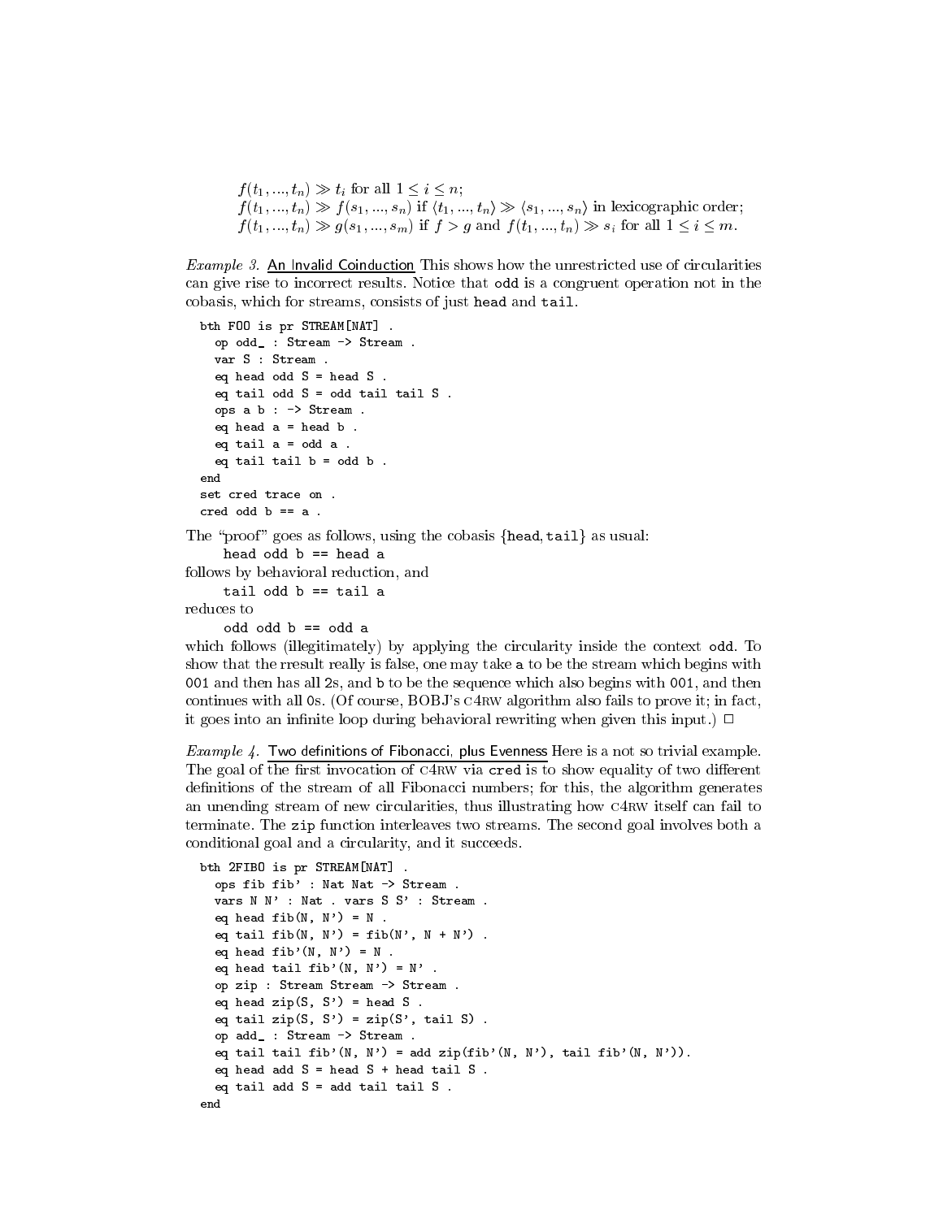$f(t_1,...,t_n) \gg t_i$ for all $1 \leq i \leq n$;
$f(t_1,...,t_n) \gg f(s_1,...,s_n)$ if $\langle t_1,...,t_n \rangle \gg \langle s_1,...,s_n \rangle$ in lexicographic order;
$f(t_1,...,t_n) \gg g(s_1,...,s_m)$ if $f > g$ and $f(t_1,...,t_n) \gg s_i$ for all $1 \leq i \leq m$.

*Example 3.* An Invalid Coinduction This shows how the unrestricted use of circularities can give rise to incorrect results. Notice that `odd` is a congruent operation not in the cobasis, which for streams, consists of just `head` and `tail`.

```
bth FOO is pr STREAM[NAT] .
  op odd_ : Stream -> Stream .
  var S : Stream .
  eq head odd S = head S .
  eq tail odd S = odd tail tail S .
  ops a b : -> Stream .
  eq head a = head b .
  eq tail a = odd a .
  eq tail tail b = odd b .
end
set cred trace on .
cred odd b == a .
```

The "proof" goes as follows, using the cobasis {head, tail} as usual:

    head odd b == head a

follows by behavioral reduction, and

    tail odd b == tail a

reduces to

    odd odd b == odd a

which follows (illegitimately) by applying the circularity inside the context `odd`. To show that the rresult really is false, one may take `a` to be the stream which begins with `001` and then has all `2`s, and `b` to be the sequence which also begins with `001`, and then continues with all `0`s. (Of course, BOBJ's C4RW algorithm also fails to prove it; in fact, it goes into an infinite loop during behavioral rewriting when given this input.) □

*Example 4.* Two definitions of Fibonacci, plus Evenness Here is a not so trivial example. The goal of the first invocation of C4RW via `cred` is to show equality of two different definitions of the stream of all Fibonacci numbers; for this, the algorithm generates an unending stream of new circularities, thus illustrating how C4RW itself can fail to terminate. The `zip` function interleaves two streams. The second goal involves both a conditional goal and a circularity, and it succeeds.

```
bth 2FIBO is pr STREAM[NAT] .
  ops fib fib' : Nat Nat -> Stream .
  vars N N' : Nat . vars S S' : Stream .
  eq head fib(N, N') = N .
  eq tail fib(N, N') = fib(N', N + N') .
  eq head fib'(N, N') = N .
  eq head tail fib'(N, N') = N' .
  op zip : Stream Stream -> Stream .
  eq head zip(S, S') = head S .
  eq tail zip(S, S') = zip(S', tail S) .
  op add_ : Stream -> Stream .
  eq tail tail fib'(N, N') = add zip(fib'(N, N'), tail fib'(N, N')).
  eq head add S = head S + head tail S .
  eq tail add S = add tail tail S .
end
```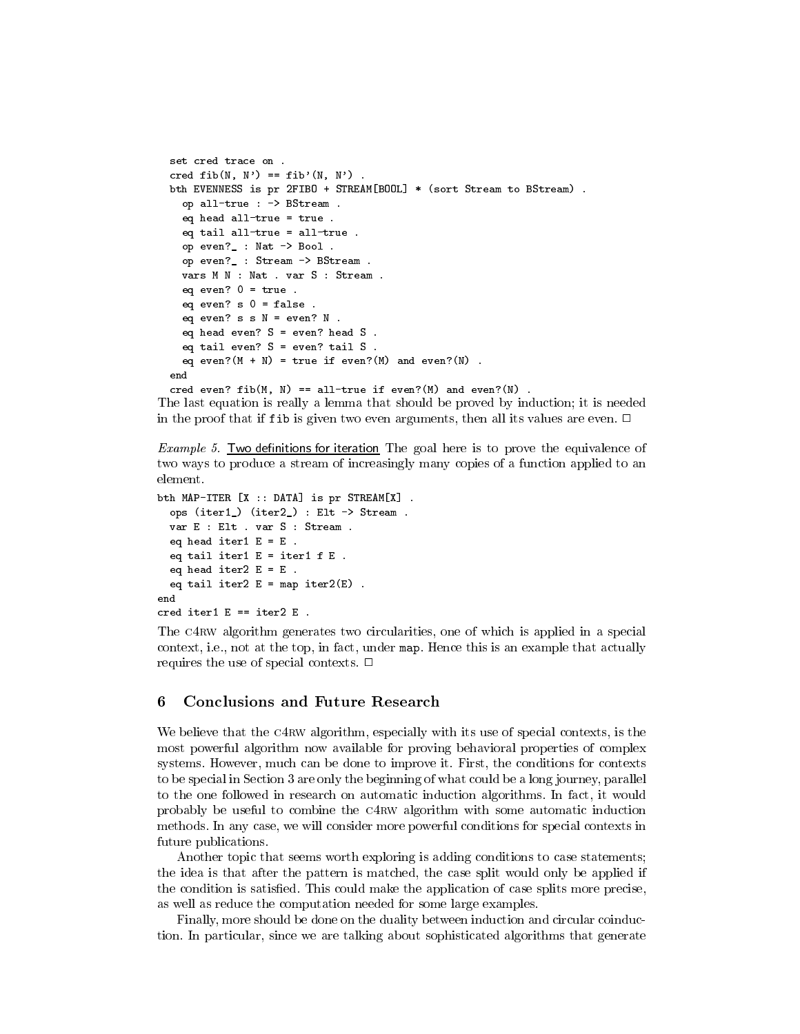```
  set cred trace on .
  cred fib(N, N') == fib'(N, N') .
  bth EVENNESS is pr 2FIBO + STREAM[BOOL] * (sort Stream to BStream) .
    op all-true : -> BStream .
    eq head all-true = true .
    eq tail all-true = all-true .
    op even?_ : Nat -> Bool .
    op even?_ : Stream -> BStream .
    vars M N : Nat . var S : Stream .
    eq even? 0 = true .
    eq even? s 0 = false .
    eq even? s s N = even? N .
    eq head even? S = even? head S .
    eq tail even? S = even? tail S .
    eq even?(M + N) = true if even?(M) and even?(N) .
  end
  cred even? fib(M, N) == all-true if even?(M) and even?(N) .
```

The last equation is really a lemma that should be proved by induction; it is needed in the proof that if `fib` is given two even arguments, then all its values are even. □

*Example 5.* Two definitions for iteration The goal here is to prove the equivalence of two ways to produce a stream of increasingly many copies of a function applied to an element.

```
bth MAP-ITER [X :: DATA] is pr STREAM[X] .
  ops (iter1_) (iter2_) : Elt -> Stream .
  var E : Elt . var S : Stream .
  eq head iter1 E = E .
  eq tail iter1 E = iter1 f E .
  eq head iter2 E = E .
  eq tail iter2 E = map iter2(E) .
end
cred iter1 E == iter2 E .
```

The C4RW algorithm generates two circularities, one of which is applied in a special context, i.e., not at the top, in fact, under `map`. Hence this is an example that actually requires the use of special contexts. □

## 6 Conclusions and Future Research

We believe that the C4RW algorithm, especially with its use of special contexts, is the most powerful algorithm now available for proving behavioral properties of complex systems. However, much can be done to improve it. First, the conditions for contexts to be special in Section 3 are only the beginning of what could be a long journey, parallel to the one followed in research on automatic induction algorithms. In fact, it would probably be useful to combine the C4RW algorithm with some automatic induction methods. In any case, we will consider more powerful conditions for special contexts in future publications.

Another topic that seems worth exploring is adding conditions to case statements; the idea is that after the pattern is matched, the case split would only be applied if the condition is satisfied. This could make the application of case splits more precise, as well as reduce the computation needed for some large examples.

Finally, more should be done on the duality between induction and circular coinduction. In particular, since we are talking about sophisticated algorithms that generate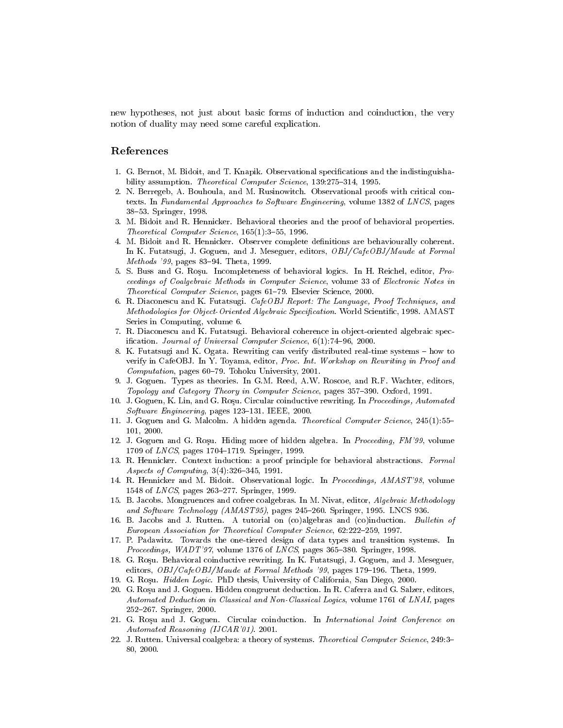new hypotheses, not just about basic forms of induction and coinduction, the very notion of duality may need some careful explication.

## References

1. G. Bernot, M. Bidoit, and T. Knapik. Observational specifications and the indistinguishability assumption. *Theoretical Computer Science*, 139:275–314, 1995.
2. N. Berregeb, A. Bouhoula, and M. Rusinowitch. Observational proofs with critical contexts. In *Fundamental Approaches to Software Engineering*, volume 1382 of *LNCS*, pages 38–53. Springer, 1998.
3. M. Bidoit and R. Hennicker. Behavioral theories and the proof of behavioral properties. *Theoretical Computer Science*, 165(1):3–55, 1996.
4. M. Bidoit and R. Hennicker. Observer complete definitions are behaviourally coherent. In K. Futatsugi, J. Goguen, and J. Meseguer, editors, *OBJ/CafeOBJ/Maude at Formal Methods '99*, pages 83–94. Theta, 1999.
5. S. Buss and G. Roşu. Incompleteness of behavioral logics. In H. Reichel, editor, *Proceedings of Coalgebraic Methods in Computer Science*, volume 33 of *Electronic Notes in Theoretical Computer Science*, pages 61–79. Elsevier Science, 2000.
6. R. Diaconescu and K. Futatsugi. *CafeOBJ Report: The Language, Proof Techniques, and Methodologies for Object-Oriented Algebraic Specification*. World Scientific, 1998. AMAST Series in Computing, volume 6.
7. R. Diaconescu and K. Futatsugi. Behavioral coherence in object-oriented algebraic specification. *Journal of Universal Computer Science*, 6(1):74–96, 2000.
8. K. Futatsugi and K. Ogata. Rewriting can verify distributed real-time systems – how to verify in CafeOBJ. In Y. Toyama, editor, *Proc. Int. Workshop on Rewriting in Proof and Computation*, pages 60–79. Tohoku University, 2001.
9. J. Goguen. Types as theories. In G.M. Reed, A.W. Roscoe, and R.F. Wachter, editors, *Topology and Category Theory in Computer Science*, pages 357–390. Oxford, 1991.
10. J. Goguen, K. Lin, and G. Roşu. Circular coinductive rewriting. In *Proceedings, Automated Software Engineering*, pages 123–131. IEEE, 2000.
11. J. Goguen and G. Malcolm. A hidden agenda. *Theoretical Computer Science*, 245(1):55–101, 2000.
12. J. Goguen and G. Roşu. Hiding more of hidden algebra. In *Proceeding, FM'99*, volume 1709 of *LNCS*, pages 1704–1719. Springer, 1999.
13. R. Hennicker. Context induction: a proof principle for behavioral abstractions. *Formal Aspects of Computing*, 3(4):326–345, 1991.
14. R. Hennicker and M. Bidoit. Observational logic. In *Proceedings, AMAST'98*, volume 1548 of *LNCS*, pages 263–277. Springer, 1999.
15. B. Jacobs. Mongruences and cofree coalgebras. In M. Nivat, editor, *Algebraic Methodology and Software Technology (AMAST95)*, pages 245–260. Springer, 1995. LNCS 936.
16. B. Jacobs and J. Rutten. A tutorial on (co)algebras and (co)induction. *Bulletin of European Association for Theoretical Computer Science*, 62:222–259, 1997.
17. P. Padawitz. Towards the one-tiered design of data types and transition systems. In *Proceedings, WADT'97*, volume 1376 of *LNCS*, pages 365–380. Springer, 1998.
18. G. Roşu. Behavioral coinductive rewriting. In K. Futatsugi, J. Goguen, and J. Meseguer, editors, *OBJ/CafeOBJ/Maude at Formal Methods '99*, pages 179–196. Theta, 1999.
19. G. Roşu. *Hidden Logic*. PhD thesis, University of California, San Diego, 2000.
20. G. Roşu and J. Goguen. Hidden congruent deduction. In R. Caferra and G. Salzer, editors, *Automated Deduction in Classical and Non-Classical Logics*, volume 1761 of *LNAI*, pages 252–267. Springer, 2000.
21. G. Roşu and J. Goguen. Circular coinduction. In *International Joint Conference on Automated Reasoning (IJCAR'01)*. 2001.
22. J. Rutten. Universal coalgebra: a theory of systems. *Theoretical Computer Science*, 249:3–80, 2000.